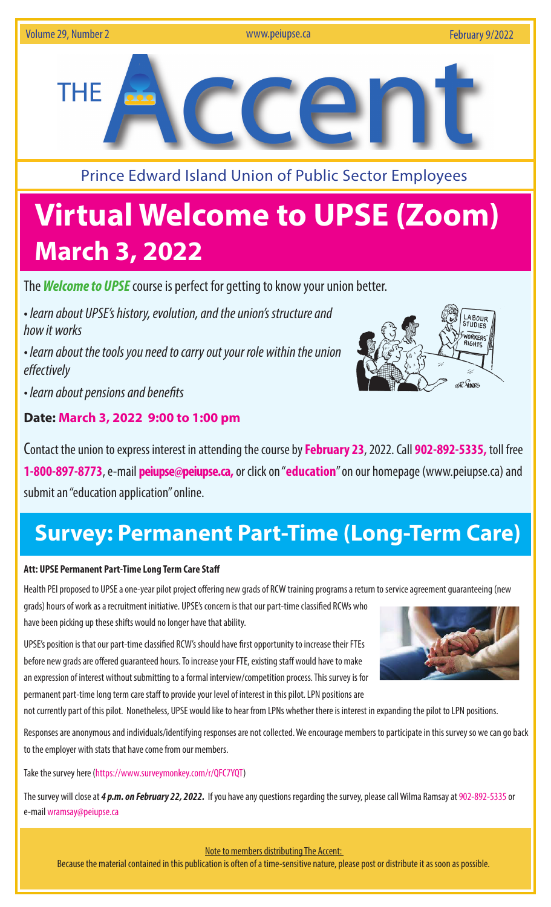Volume 29, Number 2 www.peiupse.ca February 9/2022

# THE Accent

Prince Edward Island Union of Public Sector Employees

# Virtual Welcome to UPSE (Zoom)
## March 3, 2022

The ***Welcome to UPSE*** course is perfect for getting to know your union better.

- *learn about UPSE's history, evolution, and the union's structure and how it works*
- *learn about the tools you need to carry out your role within the union effectively*
- *learn about pensions and benefits*

**Date: March 3, 2022 9:00 to 1:00 pm**

Contact the union to express interest in attending the course by **February 23**, 2022. Call **902-892-5335,** toll free **1-800-897-8773**, e-mail **peiupse@peiupse.ca,** or click on "**education**" on our homepage (www.peiupse.ca) and submit an "education application" online.

# Survey: Permanent Part-Time (Long-Term Care)

**Att: UPSE Permanent Part-Time Long Term Care Staff**

Health PEI proposed to UPSE a one-year pilot project offering new grads of RCW training programs a return to service agreement guaranteeing (new grads) hours of work as a recruitment initiative. UPSE's concern is that our part-time classified RCWs who have been picking up these shifts would no longer have that ability.

UPSE's position is that our part-time classified RCW's should have first opportunity to increase their FTEs before new grads are offered guaranteed hours. To increase your FTE, existing staff would have to make an expression of interest without submitting to a formal interview/competition process. This survey is for permanent part-time long term care staff to provide your level of interest in this pilot. LPN positions are not currently part of this pilot. Nonetheless, UPSE would like to hear from LPNs whether there is interest in expanding the pilot to LPN positions.

Responses are anonymous and individuals/identifying responses are not collected. We encourage members to participate in this survey so we can go back to the employer with stats that have come from our members.

Take the survey here (https://www.surveymonkey.com/r/QFC7YQT)

The survey will close at ***4 p.m. on February 22, 2022.*** If you have any questions regarding the survey, please call Wilma Ramsay at 902-892-5335 or e-mail wramsay@peiupse.ca

Note to members distributing The Accent:

Because the material contained in this publication is often of a time-sensitive nature, please post or distribute it as soon as possible.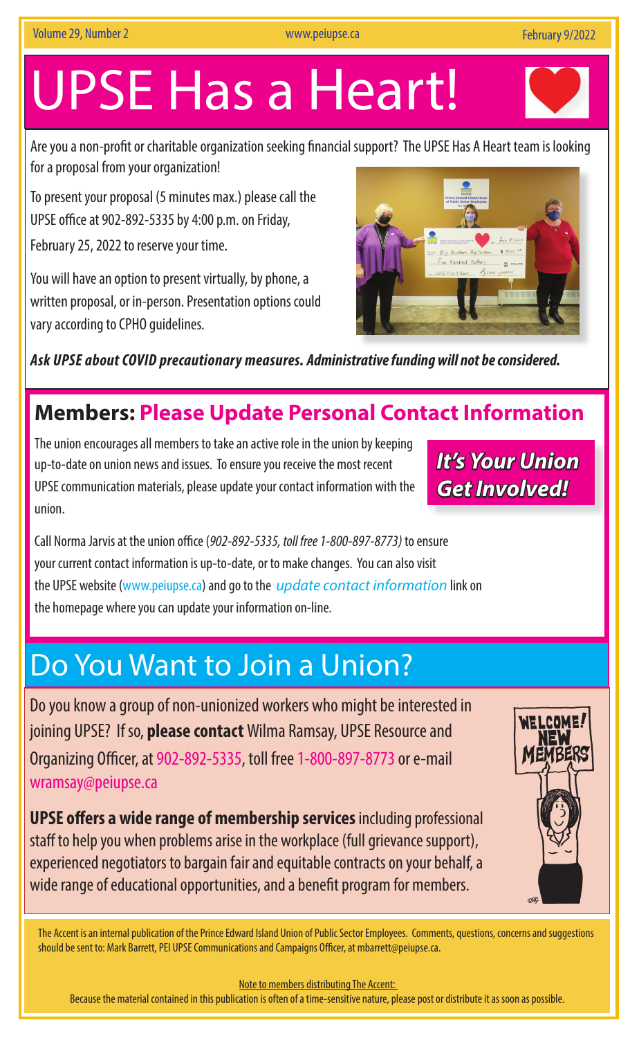# UPSE Has a Heart!

Are you a non-profit or charitable organization seeking financial support? The UPSE Has A Heart team is looking for a proposal from your organization!

To present your proposal (5 minutes max.) please call the UPSE office at 902-892-5335 by 4:00 p.m. on Friday, February 25, 2022 to reserve your time.

You will have an option to present virtually, by phone, a written proposal, or in-person. Presentation options could vary according to CPHO guidelines.

***Ask UPSE about COVID precautionary measures. Administrative funding will not be considered.***

## Members: Please Update Personal Contact Information

The union encourages all members to take an active role in the union by keeping up-to-date on union news and issues. To ensure you receive the most recent UPSE communication materials, please update your contact information with the union.

***It's Your Union Get Involved!***

Call Norma Jarvis at the union office (*902-892-5335, toll free 1-800-897-8773*) to ensure your current contact information is up-to-date, or to make changes. You can also visit the UPSE website (www.peiupse.ca) and go to the *update contact information* link on the homepage where you can update your information on-line.

# Do You Want to Join a Union?

Do you know a group of non-unionized workers who might be interested in joining UPSE? If so, **please contact** Wilma Ramsay, UPSE Resource and Organizing Officer, at 902-892-5335, toll free 1-800-897-8773 or e-mail wramsay@peiupse.ca

**UPSE offers a wide range of membership services** including professional staff to help you when problems arise in the workplace (full grievance support), experienced negotiators to bargain fair and equitable contracts on your behalf, a wide range of educational opportunities, and a benefit program for members.

The Accent is an internal publication of the Prince Edward Island Union of Public Sector Employees. Comments, questions, concerns and suggestions should be sent to: Mark Barrett, PEI UPSE Communications and Campaigns Officer, at mbarrett@peiupse.ca.

Note to members distributing The Accent:
Because the material contained in this publication is often of a time-sensitive nature, please post or distribute it as soon as possible.